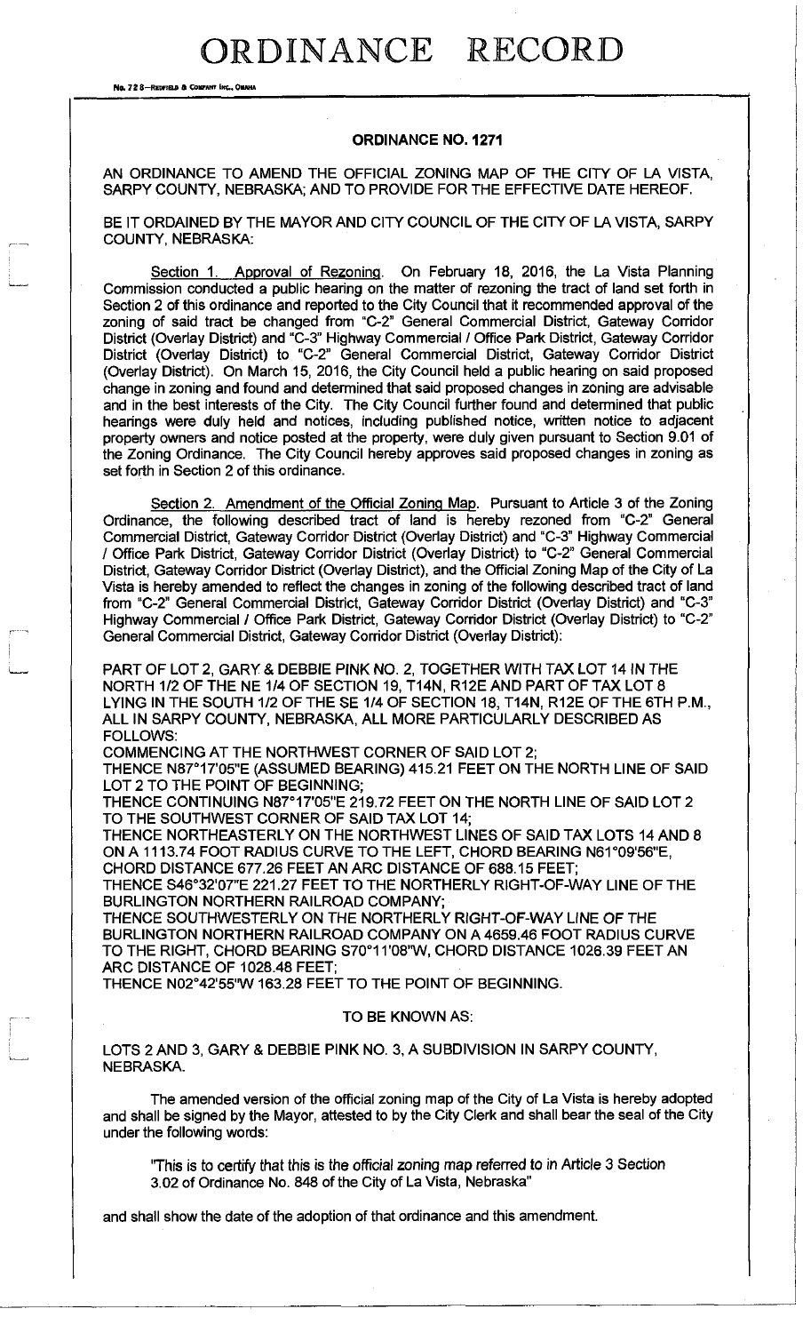# ORDINANCE RECORD

No. 72 8—REDFIELD & COMPANY INC., OMAHA

## ORDINANCE NO. 1271

AN ORDINANCE TO AMEND THE OFFICIAL ZONING MAP OF THE CITY OF LA VISTA, SARPY COUNTY, NEBRASKA; AND TO PROVIDE FOR THE EFFECTIVE DATE HEREOF.

BE IT ORDAINED BY THE MAYOR AND CITY COUNCIL OF THE CITY OF LA VISTA, SARPY COUNTY, NEBRASKA:

Section 1. Approval of Rezoning. On February 18, 2016, the La Vista Planning Commission conducted a public hearing on the matter of rezoning the tract of land set forth in Section 2 of this ordinance and reported to the City Council that it recommended approval of the zoning of said tract be changed from "C-2" General Commercial District, Gateway Corridor District (Overlay District) and "C-3" Highway Commercial / Office Park District, Gateway Corridor District (Overlay District) to "C-2" General Commercial District, Gateway Corridor District (Overlay District). On March 15, 2016, the City Council held a public hearing on said proposed change in zoning and found and determined that said proposed changes in zoning are advisable and in the best interests of the City. The City Council further found and determined that public hearings were duly held and notices, including published notice, written notice to adjacent property owners and notice posted at the property, were duly given pursuant to Section 9.01 of the Zoning Ordinance. The City Council hereby approves said proposed changes in zoning as set forth in Section 2 of this ordinance.

Section 2. Amendment of the Official Zoning Map. Pursuant to Article 3 of the Zoning Ordinance, the following described tract of land is hereby rezoned from "C-2" General Commercial District, Gateway Corridor District (Overlay District) and "C-3" Highway Commercial / Office Park District, Gateway Corridor District (Overlay District) to "C-2" General Commercial District, Gateway Corridor District (Overlay District), and the Official Zoning Map of the City of La Vista is hereby amended to reflect the changes in zoning of the following described tract of land from "C-2" General Commercial District, Gateway Corridor District (Overlay District) and "C-3" Highway Commercial / Office Park District, Gateway Corridor District (Overlay District) to "C-2" General Commercial District, Gateway Corridor District (Overlay District):

PART OF LOT 2, GARY & DEBBIE PINK NO. 2, TOGETHER WITH TAX LOT 14 IN THE NORTH 1/2 OF THE NE 1/4 OF SECTION 19, T14N, R12E AND PART OF TAX LOT 8 LYING IN THE SOUTH 1/2 OF THE SE 1/4 OF SECTION 18, T14N, R12E OF THE 6TH P.M., ALL IN SARPY COUNTY, NEBRASKA, ALL MORE PARTICULARLY DESCRIBED AS FOLLOWS:
COMMENCING AT THE NORTHWEST CORNER OF SAID LOT 2;
THENCE N87°17'05"E (ASSUMED BEARING) 415.21 FEET ON THE NORTH LINE OF SAID LOT 2 TO THE POINT OF BEGINNING;
THENCE CONTINUING N87°17'05"E 219.72 FEET ON THE NORTH LINE OF SAID LOT 2 TO THE SOUTHWEST CORNER OF SAID TAX LOT 14;
THENCE NORTHEASTERLY ON THE NORTHWEST LINES OF SAID TAX LOTS 14 AND 8 ON A 1113.74 FOOT RADIUS CURVE TO THE LEFT, CHORD BEARING N61°09'56"E, CHORD DISTANCE 677.26 FEET AN ARC DISTANCE OF 688.15 FEET;
THENCE S46°32'07"E 221.27 FEET TO THE NORTHERLY RIGHT-OF-WAY LINE OF THE BURLINGTON NORTHERN RAILROAD COMPANY;
THENCE SOUTHWESTERLY ON THE NORTHERLY RIGHT-OF-WAY LINE OF THE BURLINGTON NORTHERN RAILROAD COMPANY ON A 4659.46 FOOT RADIUS CURVE TO THE RIGHT, CHORD BEARING S70°11'08"W, CHORD DISTANCE 1026.39 FEET AN ARC DISTANCE OF 1028.48 FEET;
THENCE N02°42'55"W 163.28 FEET TO THE POINT OF BEGINNING.

TO BE KNOWN AS:

LOTS 2 AND 3, GARY & DEBBIE PINK NO. 3, A SUBDIVISION IN SARPY COUNTY, NEBRASKA.

The amended version of the official zoning map of the City of La Vista is hereby adopted and shall be signed by the Mayor, attested to by the City Clerk and shall bear the seal of the City under the following words:

"This is to certify that this is the official zoning map referred to in Article 3 Section 3.02 of Ordinance No. 848 of the City of La Vista, Nebraska"

and shall show the date of the adoption of that ordinance and this amendment.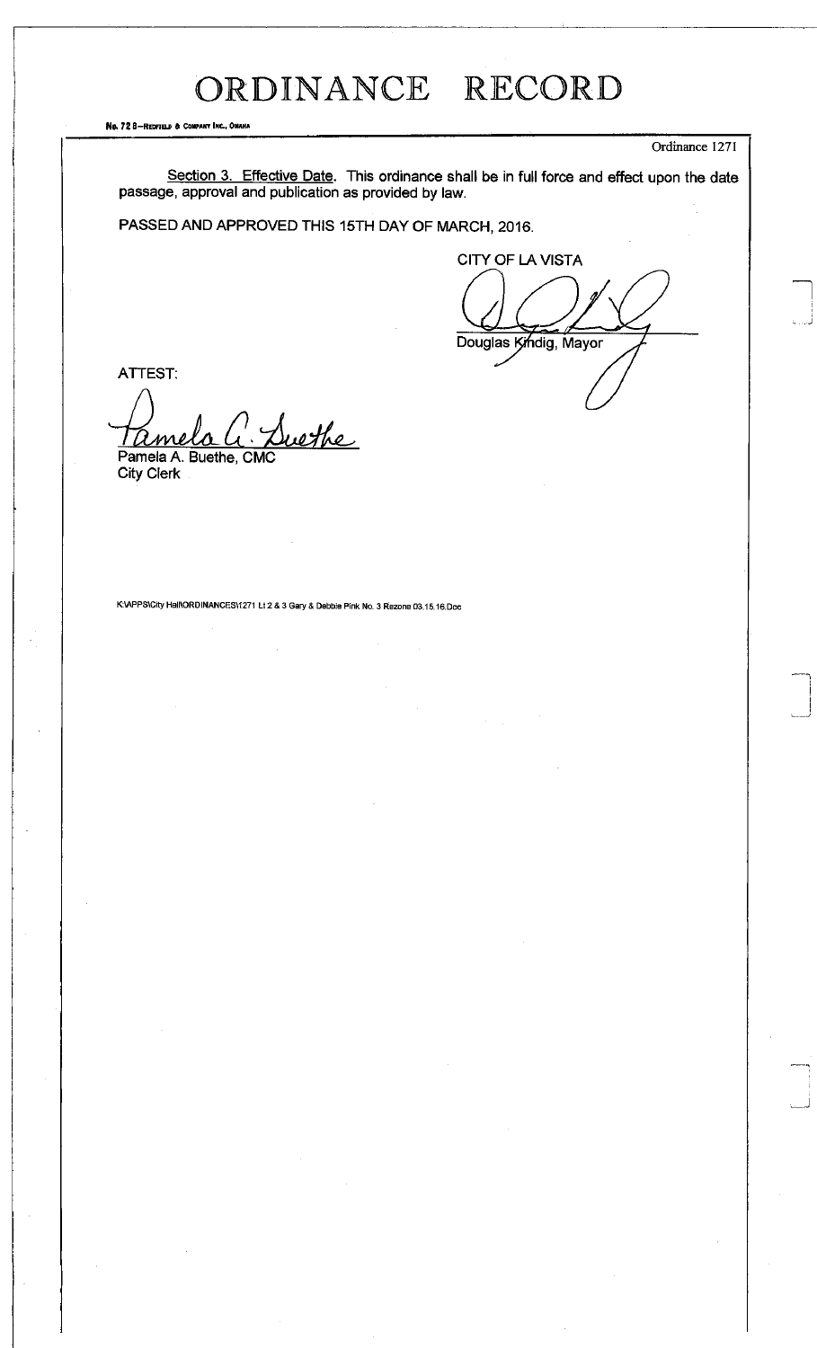# ORDINANCE RECORD

No. 72 8—REDFIELD & COMPANY INC., OMAHA

Ordinance 1271

Section 3. Effective Date. This ordinance shall be in full force and effect upon the date passage, approval and publication as provided by law.

PASSED AND APPROVED THIS 15TH DAY OF MARCH, 2016.

CITY OF LA VISTA

Douglas Kindig, Mayor

ATTEST:

Pamela A. Buethe, CMC
City Clerk

K:\APPS\City Hall\ORDINANCES\1271 Lt 2 & 3 Gary & Debbie Pink No. 3 Rezone 03.15.16.Doc